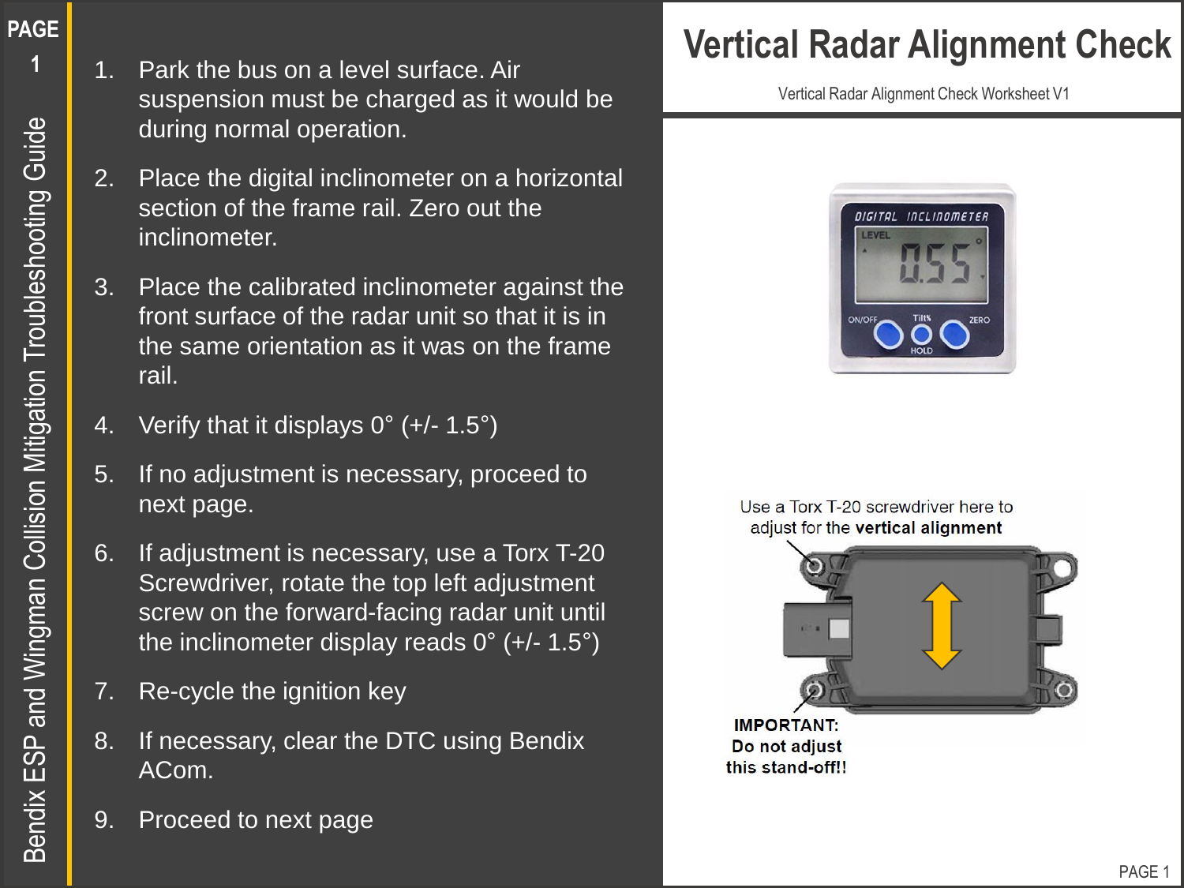# Vertical Radar Alignment Check

Vertical Radar Alignment Check Worksheet V1

1. Park the bus on a level surface. Air suspension must be charged as it would be during normal operation.
2. Place the digital inclinometer on a horizontal section of the frame rail. Zero out the inclinometer.
3. Place the calibrated inclinometer against the front surface of the radar unit so that it is in the same orientation as it was on the frame rail.
4. Verify that it displays 0° (+/- 1.5°)
5. If no adjustment is necessary, proceed to next page.
6. If adjustment is necessary, use a Torx T-20 Screwdriver, rotate the top left adjustment screw on the forward-facing radar unit until the inclinometer display reads 0° (+/- 1.5°)
7. Re-cycle the ignition key
8. If necessary, clear the DTC using Bendix ACom.
9. Proceed to next page

Use a Torx T-20 screwdriver here to adjust for the **vertical alignment**

**IMPORTANT: Do not adjust this stand-off!!**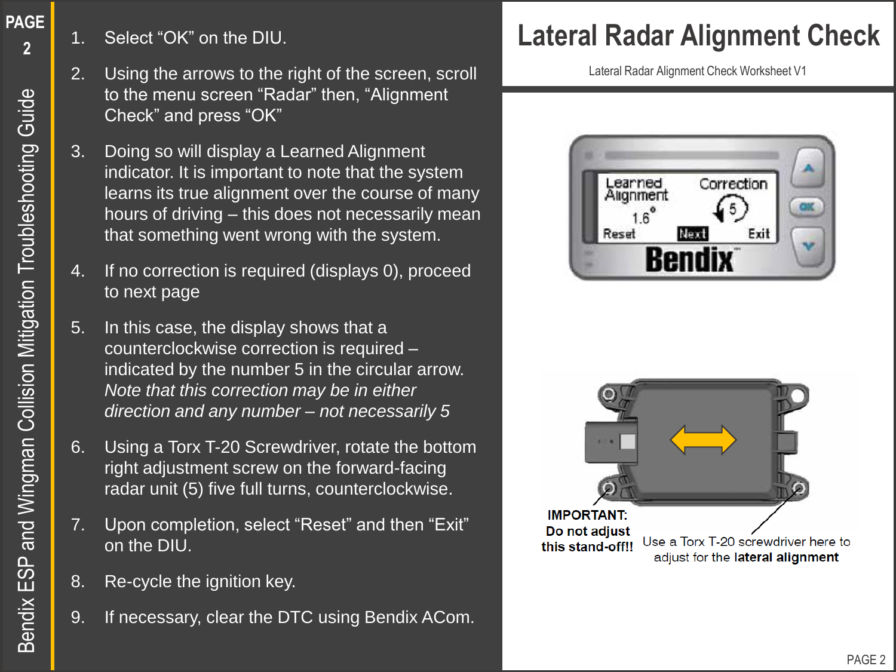# Lateral Radar Alignment Check

Lateral Radar Alignment Check Worksheet V1

1. Select “OK” on the DIU.
2. Using the arrows to the right of the screen, scroll to the menu screen “Radar” then, “Alignment Check” and press “OK”
3. Doing so will display a Learned Alignment indicator. It is important to note that the system learns its true alignment over the course of many hours of driving – this does not necessarily mean that something went wrong with the system.
4. If no correction is required (displays 0), proceed to next page
5. In this case, the display shows that a counterclockwise correction is required – indicated by the number 5 in the circular arrow. *Note that this correction may be in either direction and any number – not necessarily 5*
6. Using a Torx T-20 Screwdriver, rotate the bottom right adjustment screw on the forward-facing radar unit (5) five full turns, counterclockwise.
7. Upon completion, select “Reset” and then “Exit” on the DIU.
8. Re-cycle the ignition key.
9. If necessary, clear the DTC using Bendix ACom.

**IMPORTANT: Do not adjust this stand-off!!**

Use a Torx T-20 screwdriver here to adjust for the **lateral alignment**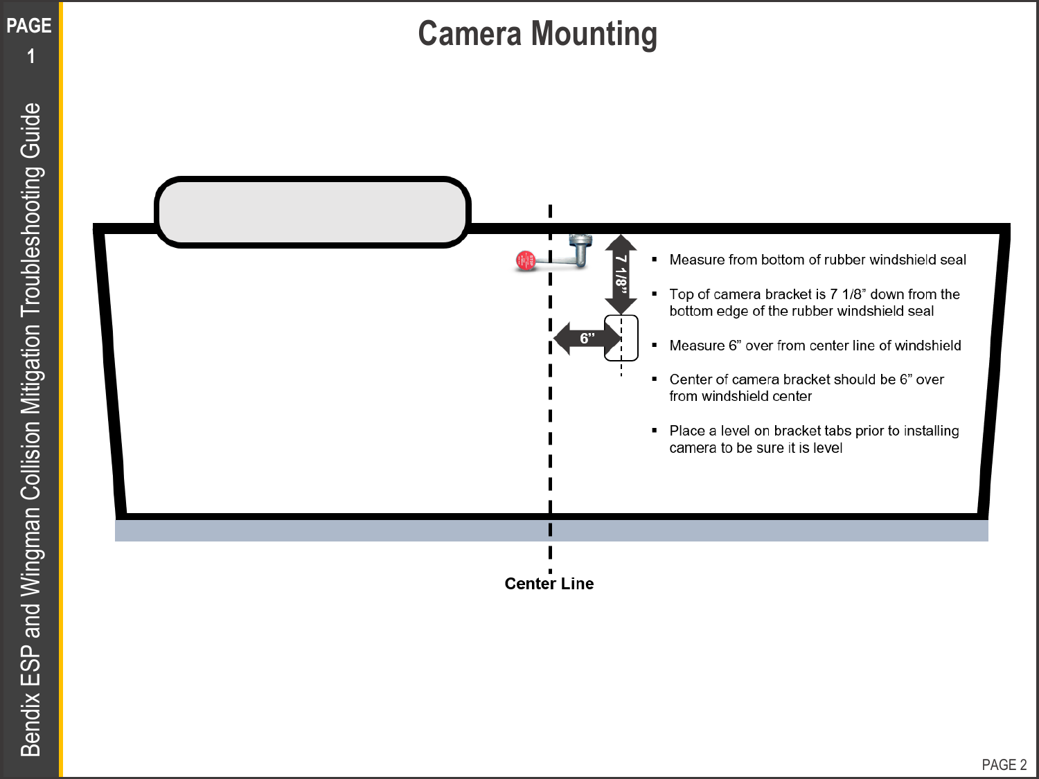# Camera Mounting

- Measure from bottom of rubber windshield seal
- Top of camera bracket is 7 1/8" down from the bottom edge of the rubber windshield seal
- Measure 6" over from center line of windshield
- Center of camera bracket should be 6" over from windshield center
- Place a level on bracket tabs prior to installing camera to be sure it is level

7 1/8"

6"

Center Line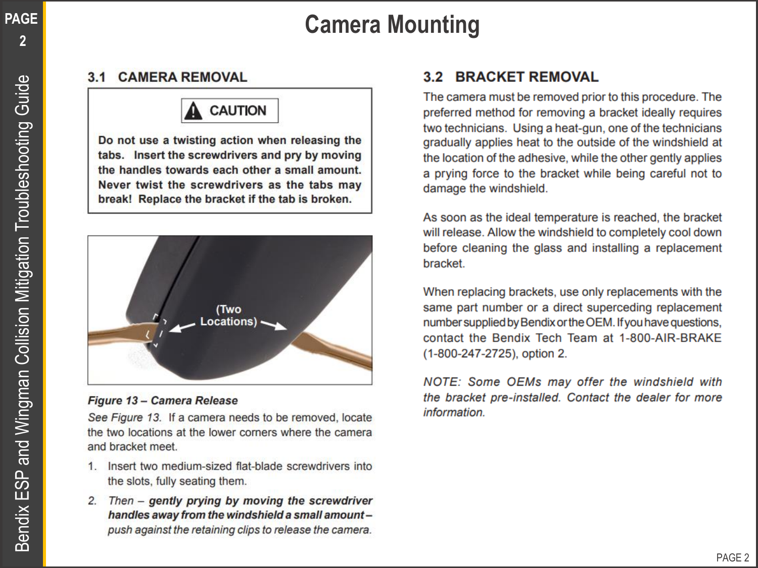# Camera Mounting

## 3.1 CAMERA REMOVAL

> **⚠ CAUTION**
>
> **Do not use a twisting action when releasing the tabs. Insert the screwdrivers and pry by moving the handles towards each other a small amount. Never twist the screwdrivers as the tabs may break! Replace the bracket if the tab is broken.**

***Figure 13 – Camera Release***

*See Figure 13.* If a camera needs to be removed, locate the two locations at the lower corners where the camera and bracket meet.

1. Insert two medium-sized flat-blade screwdrivers into the slots, fully seating them.
2. *Then – **gently prying by moving the screwdriver handles away from the windshield a small amount** – push against the retaining clips to release the camera.*

## 3.2 BRACKET REMOVAL

The camera must be removed prior to this procedure. The preferred method for removing a bracket ideally requires two technicians. Using a heat-gun, one of the technicians gradually applies heat to the outside of the windshield at the location of the adhesive, while the other gently applies a prying force to the bracket while being careful not to damage the windshield.

As soon as the ideal temperature is reached, the bracket will release. Allow the windshield to completely cool down before cleaning the glass and installing a replacement bracket.

When replacing brackets, use only replacements with the same part number or a direct superceding replacement number supplied by Bendix or the OEM. If you have questions, contact the Bendix Tech Team at 1-800-AIR-BRAKE (1-800-247-2725), option 2.

*NOTE: Some OEMs may offer the windshield with the bracket pre-installed. Contact the dealer for more information.*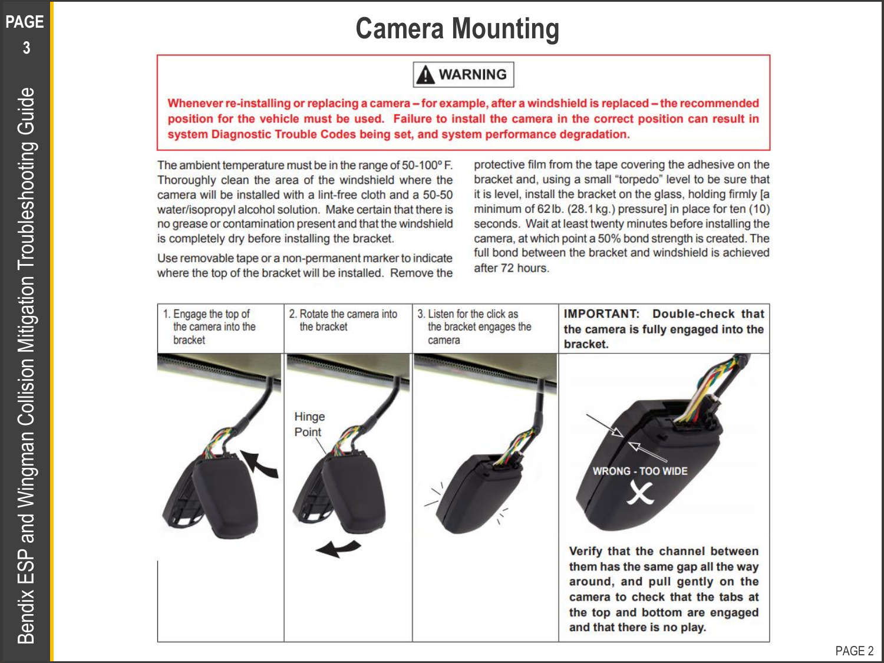# Camera Mounting

**⚠ WARNING**

**Whenever re-installing or replacing a camera – for example, after a windshield is replaced – the recommended position for the vehicle must be used. Failure to install the camera in the correct position can result in system Diagnostic Trouble Codes being set, and system performance degradation.**

The ambient temperature must be in the range of 50-100° F. Thoroughly clean the area of the windshield where the camera will be installed with a lint-free cloth and a 50-50 water/isopropyl alcohol solution. Make certain that there is no grease or contamination present and that the windshield is completely dry before installing the bracket.

Use removable tape or a non-permanent marker to indicate where the top of the bracket will be installed. Remove the protective film from the tape covering the adhesive on the bracket and, using a small "torpedo" level to be sure that it is level, install the bracket on the glass, holding firmly [a minimum of 62 lb. (28.1 kg.) pressure] in place for ten (10) seconds. Wait at least twenty minutes before installing the camera, at which point a 50% bond strength is created. The full bond between the bracket and windshield is achieved after 72 hours.

| 1. Engage the top of the camera into the bracket | 2. Rotate the camera into the bracket | 3. Listen for the click as the bracket engages the camera | **IMPORTANT: Double-check that the camera is fully engaged into the bracket.** |
|---|---|---|---|
| | Hinge Point | | WRONG - TOO WIDE<br><br>**Verify that the channel between them has the same gap all the way around, and pull gently on the camera to check that the tabs at the top and bottom are engaged and that there is no play.** |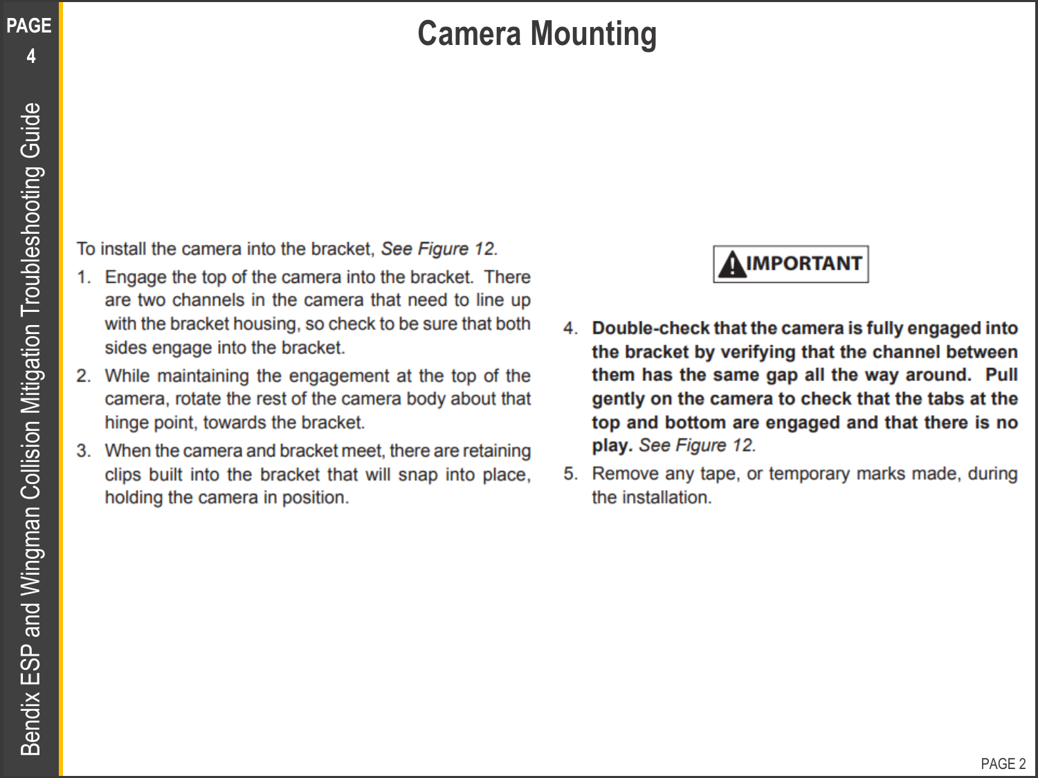# Camera Mounting

To install the camera into the bracket, *See Figure 12.*

1. Engage the top of the camera into the bracket. There are two channels in the camera that need to line up with the bracket housing, so check to be sure that both sides engage into the bracket.
2. While maintaining the engagement at the top of the camera, rotate the rest of the camera body about that hinge point, towards the bracket.
3. When the camera and bracket meet, there are retaining clips built into the bracket that will snap into place, holding the camera in position.

**IMPORTANT**

4. **Double-check that the camera is fully engaged into the bracket by verifying that the channel between them has the same gap all the way around. Pull gently on the camera to check that the tabs at the top and bottom are engaged and that there is no play.** *See Figure 12.*
5. Remove any tape, or temporary marks made, during the installation.